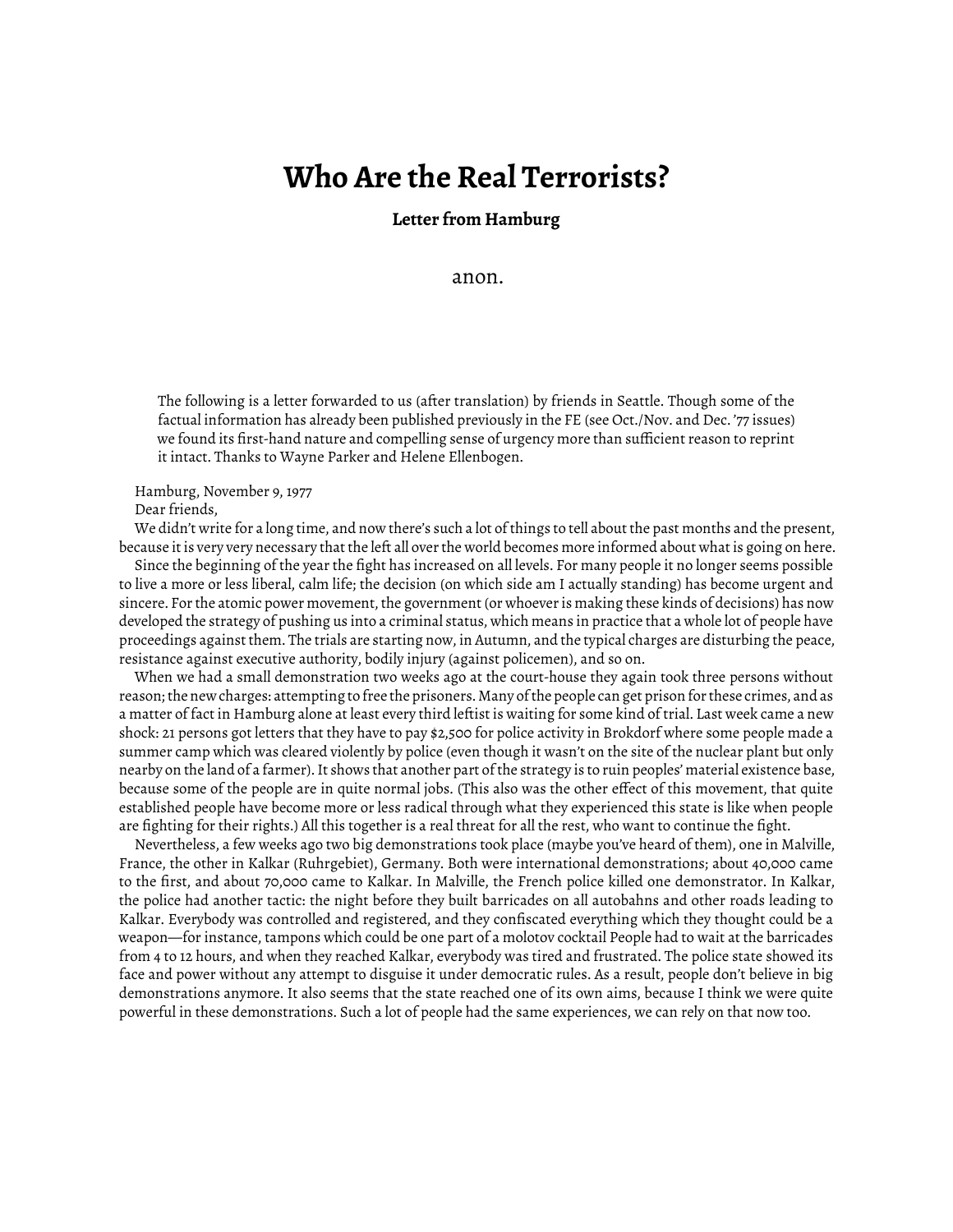# Who Are the Real Terrorists?

**Letter from Hamburg**

anon.

> The following is a letter forwarded to us (after translation) by friends in Seattle. Though some of the factual information has already been published previously in the FE (see Oct./Nov. and Dec. '77 issues) we found its first-hand nature and compelling sense of urgency more than sufficient reason to reprint it intact. Thanks to Wayne Parker and Helene Ellenbogen.

Hamburg, November 9, 1977

Dear friends,

We didn't write for a long time, and now there's such a lot of things to tell about the past months and the present, because it is very very necessary that the left all over the world becomes more informed about what is going on here.

Since the beginning of the year the fight has increased on all levels. For many people it no longer seems possible to live a more or less liberal, calm life; the decision (on which side am I actually standing) has become urgent and sincere. For the atomic power movement, the government (or whoever is making these kinds of decisions) has now developed the strategy of pushing us into a criminal status, which means in practice that a whole lot of people have proceedings against them. The trials are starting now, in Autumn, and the typical charges are disturbing the peace, resistance against executive authority, bodily injury (against policemen), and so on.

When we had a small demonstration two weeks ago at the court-house they again took three persons without reason; the new charges: attempting to free the prisoners. Many of the people can get prison for these crimes, and as a matter of fact in Hamburg alone at least every third leftist is waiting for some kind of trial. Last week came a new shock: 21 persons got letters that they have to pay $2,500 for police activity in Brokdorf where some people made a summer camp which was cleared violently by police (even though it wasn't on the site of the nuclear plant but only nearby on the land of a farmer). It shows that another part of the strategy is to ruin peoples' material existence base, because some of the people are in quite normal jobs. (This also was the other effect of this movement, that quite established people have become more or less radical through what they experienced this state is like when people are fighting for their rights.) All this together is a real threat for all the rest, who want to continue the fight.

Nevertheless, a few weeks ago two big demonstrations took place (maybe you've heard of them), one in Malville, France, the other in Kalkar (Ruhrgebiet), Germany. Both were international demonstrations; about 40,000 came to the first, and about 70,000 came to Kalkar. In Malville, the French police killed one demonstrator. In Kalkar, the police had another tactic: the night before they built barricades on all autobahns and other roads leading to Kalkar. Everybody was controlled and registered, and they confiscated everything which they thought could be a weapon—for instance, tampons which could be one part of a molotov cocktail People had to wait at the barricades from 4 to 12 hours, and when they reached Kalkar, everybody was tired and frustrated. The police state showed its face and power without any attempt to disguise it under democratic rules. As a result, people don't believe in big demonstrations anymore. It also seems that the state reached one of its own aims, because I think we were quite powerful in these demonstrations. Such a lot of people had the same experiences, we can rely on that now too.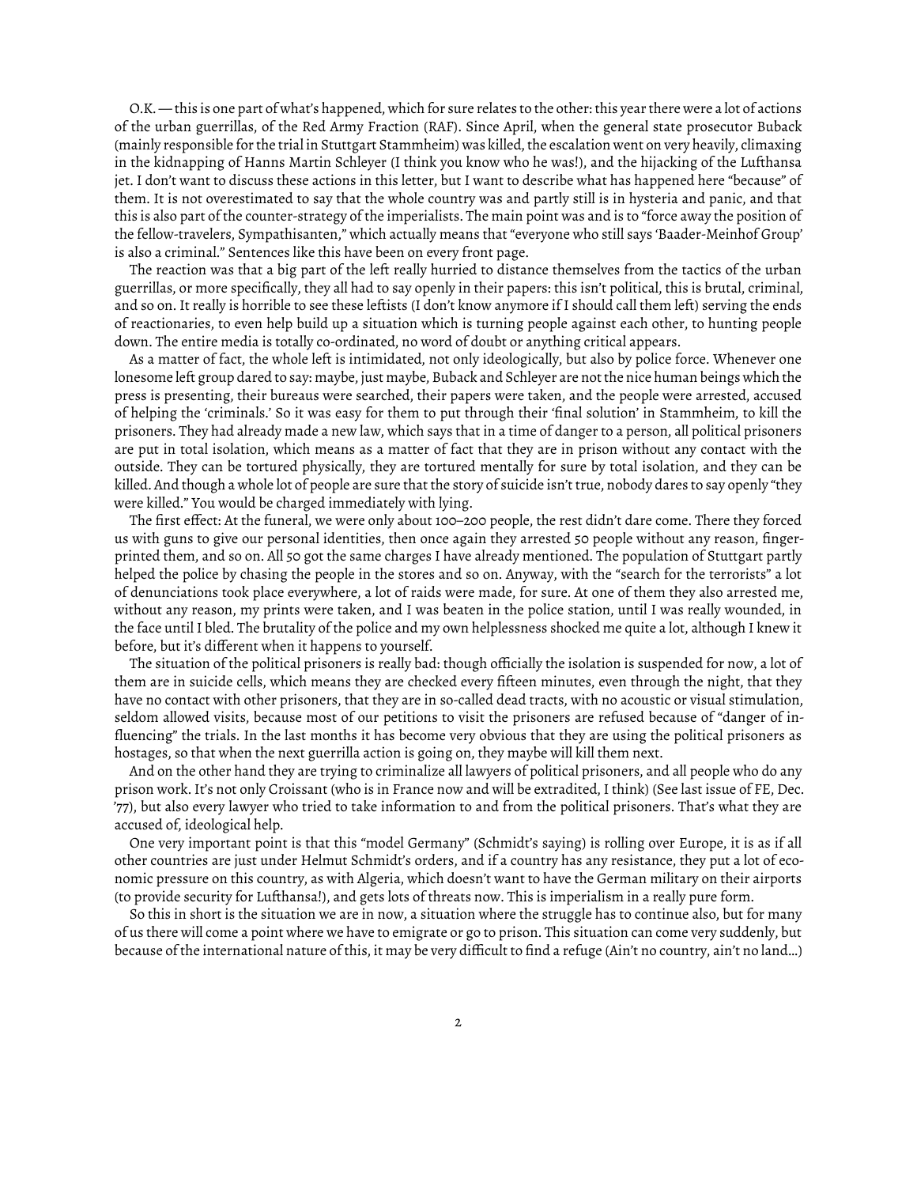O.K. — this is one part of what's happened, which for sure relates to the other: this year there were a lot of actions of the urban guerrillas, of the Red Army Fraction (RAF). Since April, when the general state prosecutor Buback (mainly responsible for the trial in Stuttgart Stammheim) was killed, the escalation went on very heavily, climaxing in the kidnapping of Hanns Martin Schleyer (I think you know who he was!), and the hijacking of the Lufthansa jet. I don't want to discuss these actions in this letter, but I want to describe what has happened here "because" of them. It is not overestimated to say that the whole country was and partly still is in hysteria and panic, and that this is also part of the counter-strategy of the imperialists. The main point was and is to "force away the position of the fellow-travelers, Sympathisanten," which actually means that "everyone who still says 'Baader-Meinhof Group' is also a criminal." Sentences like this have been on every front page.

The reaction was that a big part of the left really hurried to distance themselves from the tactics of the urban guerrillas, or more specifically, they all had to say openly in their papers: this isn't political, this is brutal, criminal, and so on. It really is horrible to see these leftists (I don't know anymore if I should call them left) serving the ends of reactionaries, to even help build up a situation which is turning people against each other, to hunting people down. The entire media is totally co-ordinated, no word of doubt or anything critical appears.

As a matter of fact, the whole left is intimidated, not only ideologically, but also by police force. Whenever one lonesome left group dared to say: maybe, just maybe, Buback and Schleyer are not the nice human beings which the press is presenting, their bureaus were searched, their papers were taken, and the people were arrested, accused of helping the 'criminals.' So it was easy for them to put through their 'final solution' in Stammheim, to kill the prisoners. They had already made a new law, which says that in a time of danger to a person, all political prisoners are put in total isolation, which means as a matter of fact that they are in prison without any contact with the outside. They can be tortured physically, they are tortured mentally for sure by total isolation, and they can be killed. And though a whole lot of people are sure that the story of suicide isn't true, nobody dares to say openly "they were killed." You would be charged immediately with lying.

The first effect: At the funeral, we were only about 100–200 people, the rest didn't dare come. There they forced us with guns to give our personal identities, then once again they arrested 50 people without any reason, fingerprinted them, and so on. All 50 got the same charges I have already mentioned. The population of Stuttgart partly helped the police by chasing the people in the stores and so on. Anyway, with the "search for the terrorists" a lot of denunciations took place everywhere, a lot of raids were made, for sure. At one of them they also arrested me, without any reason, my prints were taken, and I was beaten in the police station, until I was really wounded, in the face until I bled. The brutality of the police and my own helplessness shocked me quite a lot, although I knew it before, but it's different when it happens to yourself.

The situation of the political prisoners is really bad: though officially the isolation is suspended for now, a lot of them are in suicide cells, which means they are checked every fifteen minutes, even through the night, that they have no contact with other prisoners, that they are in so-called dead tracts, with no acoustic or visual stimulation, seldom allowed visits, because most of our petitions to visit the prisoners are refused because of "danger of influencing" the trials. In the last months it has become very obvious that they are using the political prisoners as hostages, so that when the next guerrilla action is going on, they maybe will kill them next.

And on the other hand they are trying to criminalize all lawyers of political prisoners, and all people who do any prison work. It's not only Croissant (who is in France now and will be extradited, I think) (See last issue of FE, Dec. '77), but also every lawyer who tried to take information to and from the political prisoners. That's what they are accused of, ideological help.

One very important point is that this "model Germany" (Schmidt's saying) is rolling over Europe, it is as if all other countries are just under Helmut Schmidt's orders, and if a country has any resistance, they put a lot of economic pressure on this country, as with Algeria, which doesn't want to have the German military on their airports (to provide security for Lufthansa!), and gets lots of threats now. This is imperialism in a really pure form.

So this in short is the situation we are in now, a situation where the struggle has to continue also, but for many of us there will come a point where we have to emigrate or go to prison. This situation can come very suddenly, but because of the international nature of this, it may be very difficult to find a refuge (Ain't no country, ain't no land...)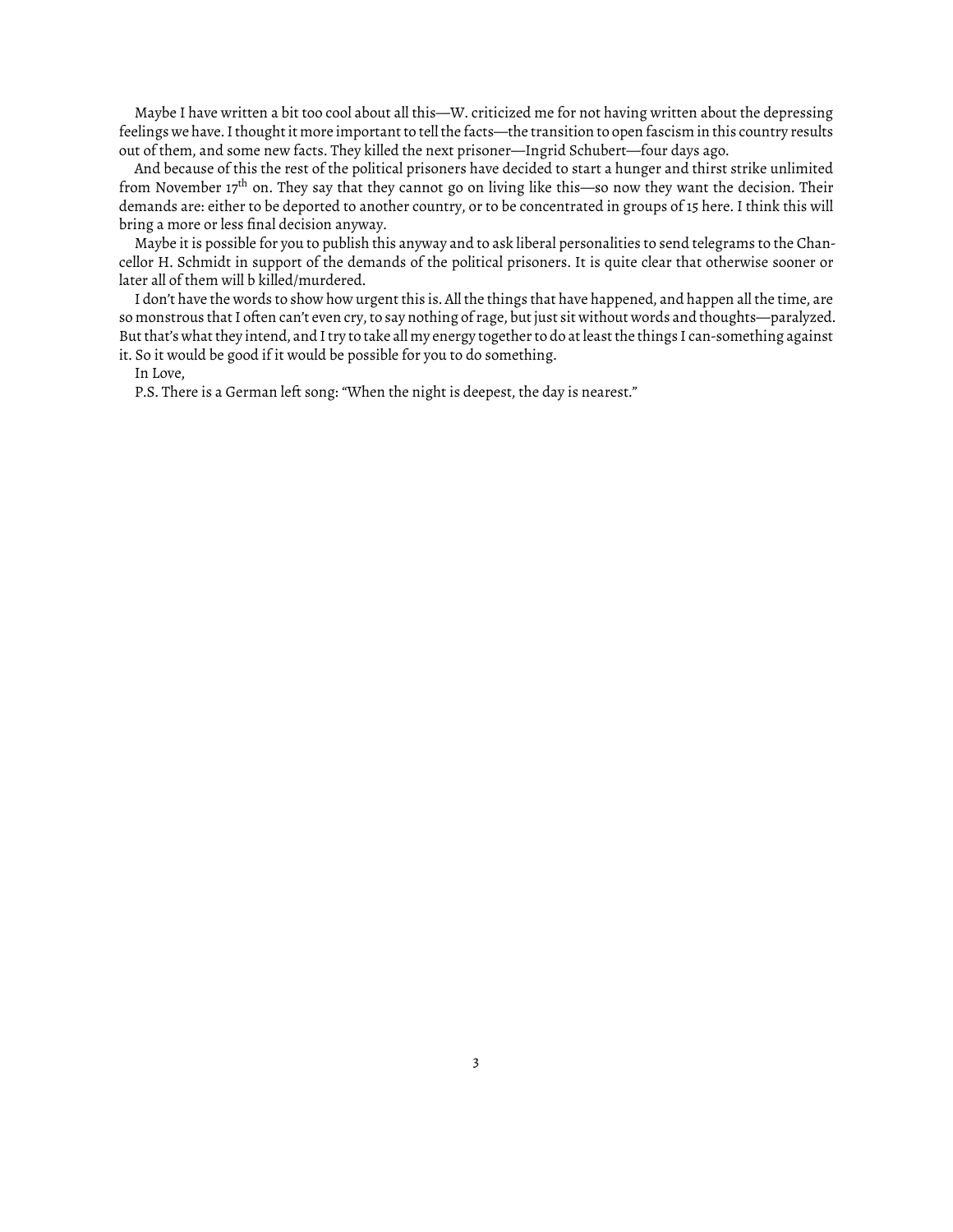Maybe I have written a bit too cool about all this—W. criticized me for not having written about the depressing feelings we have. I thought it more important to tell the facts—the transition to open fascism in this country results out of them, and some new facts. They killed the next prisoner—Ingrid Schubert—four days ago.

And because of this the rest of the political prisoners have decided to start a hunger and thirst strike unlimited from November 17th on. They say that they cannot go on living like this—so now they want the decision. Their demands are: either to be deported to another country, or to be concentrated in groups of 15 here. I think this will bring a more or less final decision anyway.

Maybe it is possible for you to publish this anyway and to ask liberal personalities to send telegrams to the Chancellor H. Schmidt in support of the demands of the political prisoners. It is quite clear that otherwise sooner or later all of them will b killed/murdered.

I don't have the words to show how urgent this is. All the things that have happened, and happen all the time, are so monstrous that I often can't even cry, to say nothing of rage, but just sit without words and thoughts—paralyzed. But that's what they intend, and I try to take all my energy together to do at least the things I can-something against it. So it would be good if it would be possible for you to do something.

In Love,

P.S. There is a German left song: "When the night is deepest, the day is nearest."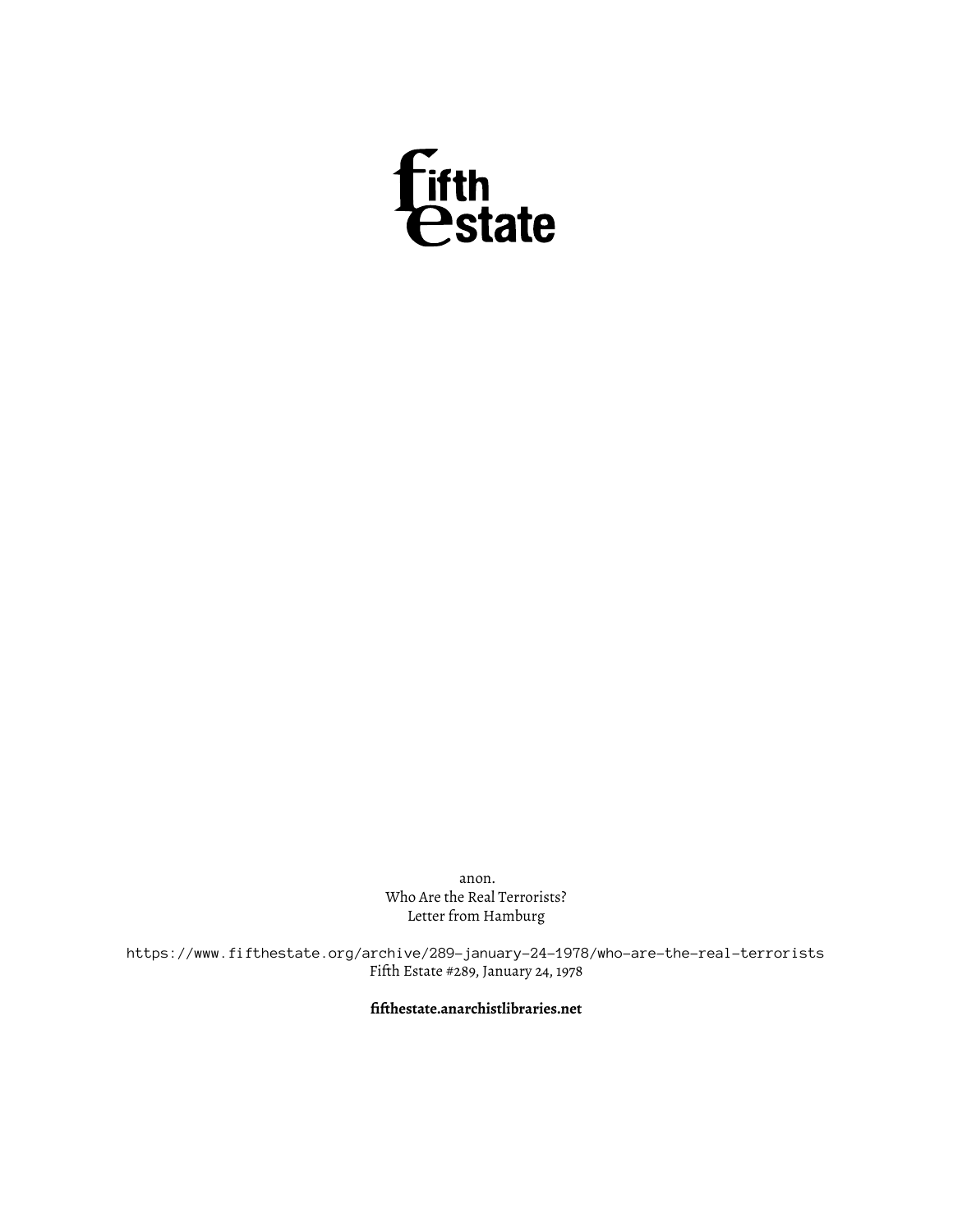anon.
Who Are the Real Terrorists?
Letter from Hamburg

https://www.fifthestate.org/archive/289-january-24-1978/who-are-the-real-terrorists
Fifth Estate #289, January 24, 1978

**fifthestate.anarchistlibraries.net**